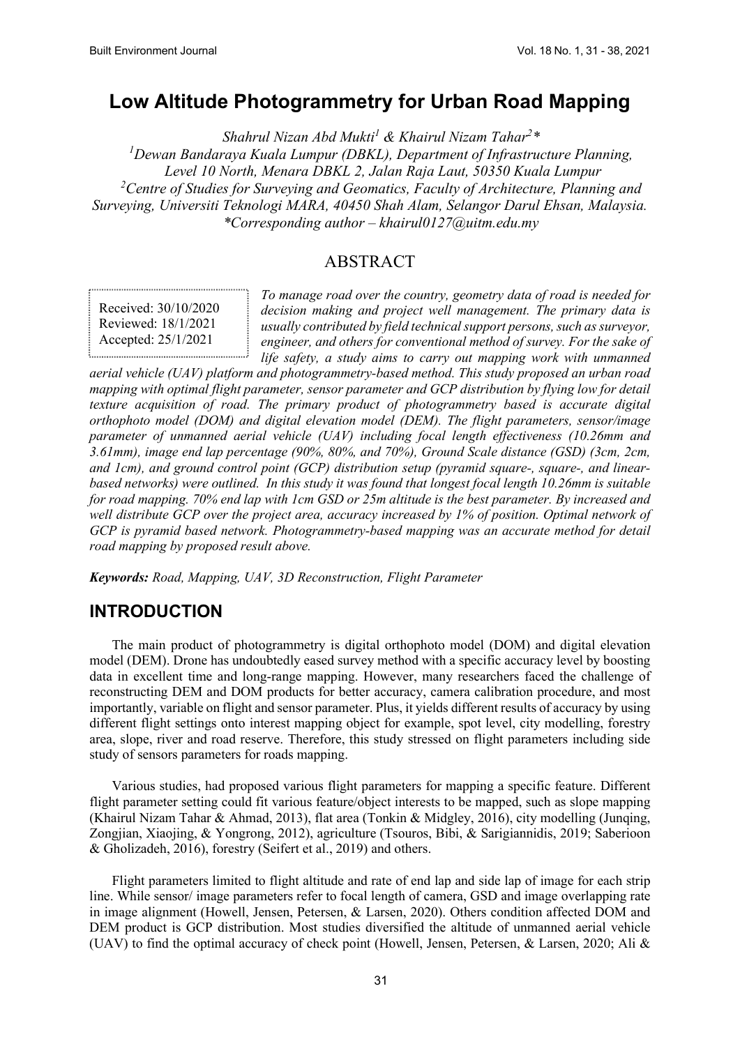# Low Altitude Photogrammetry for Urban Road Mapping

*Shahrul Nizan Abd Mukti[1] & Khairul Nizam Tahar[2]\**

[1]*Dewan Bandaraya Kuala Lumpur (DBKL), Department of Infrastructure Planning, Level 10 North, Menara DBKL 2, Jalan Raja Laut, 50350 Kuala Lumpur*

[2]*Centre of Studies for Surveying and Geomatics, Faculty of Architecture, Planning and Surveying, Universiti Teknologi MARA, 40450 Shah Alam, Selangor Darul Ehsan, Malaysia.*

*\*Corresponding author – khairul0127@uitm.edu.my*

## ABSTRACT

Received: 30/10/2020
Reviewed: 18/1/2021
Accepted: 25/1/2021

*To manage road over the country, geometry data of road is needed for decision making and project well management. The primary data is usually contributed by field technical support persons, such as surveyor, engineer, and others for conventional method of survey. For the sake of life safety, a study aims to carry out mapping work with unmanned aerial vehicle (UAV) platform and photogrammetry-based method. This study proposed an urban road mapping with optimal flight parameter, sensor parameter and GCP distribution by flying low for detail texture acquisition of road. The primary product of photogrammetry based is accurate digital orthophoto model (DOM) and digital elevation model (DEM). The flight parameters, sensor/image parameter of unmanned aerial vehicle (UAV) including focal length effectiveness (10.26mm and 3.61mm), image end lap percentage (90%, 80%, and 70%), Ground Scale distance (GSD) (3cm, 2cm, and 1cm), and ground control point (GCP) distribution setup (pyramid square-, square-, and linear-based networks) were outlined. In this study it was found that longest focal length 10.26mm is suitable for road mapping. 70% end lap with 1cm GSD or 25m altitude is the best parameter. By increased and well distribute GCP over the project area, accuracy increased by 1% of position. Optimal network of GCP is pyramid based network. Photogrammetry-based mapping was an accurate method for detail road mapping by proposed result above.*

***Keywords:*** *Road, Mapping, UAV, 3D Reconstruction, Flight Parameter*

## INTRODUCTION

The main product of photogrammetry is digital orthophoto model (DOM) and digital elevation model (DEM). Drone has undoubtedly eased survey method with a specific accuracy level by boosting data in excellent time and long-range mapping. However, many researchers faced the challenge of reconstructing DEM and DOM products for better accuracy, camera calibration procedure, and most importantly, variable on flight and sensor parameter. Plus, it yields different results of accuracy by using different flight settings onto interest mapping object for example, spot level, city modelling, forestry area, slope, river and road reserve. Therefore, this study stressed on flight parameters including side study of sensors parameters for roads mapping.

Various studies, had proposed various flight parameters for mapping a specific feature. Different flight parameter setting could fit various feature/object interests to be mapped, such as slope mapping (Khairul Nizam Tahar & Ahmad, 2013), flat area (Tonkin & Midgley, 2016), city modelling (Junqing, Zongjian, Xiaojing, & Yongrong, 2012), agriculture (Tsouros, Bibi, & Sarigiannidis, 2019; Saberioon & Gholizadeh, 2016), forestry (Seifert et al., 2019) and others.

Flight parameters limited to flight altitude and rate of end lap and side lap of image for each strip line. While sensor/ image parameters refer to focal length of camera, GSD and image overlapping rate in image alignment (Howell, Jensen, Petersen, & Larsen, 2020). Others condition affected DOM and DEM product is GCP distribution. Most studies diversified the altitude of unmanned aerial vehicle (UAV) to find the optimal accuracy of check point (Howell, Jensen, Petersen, & Larsen, 2020; Ali &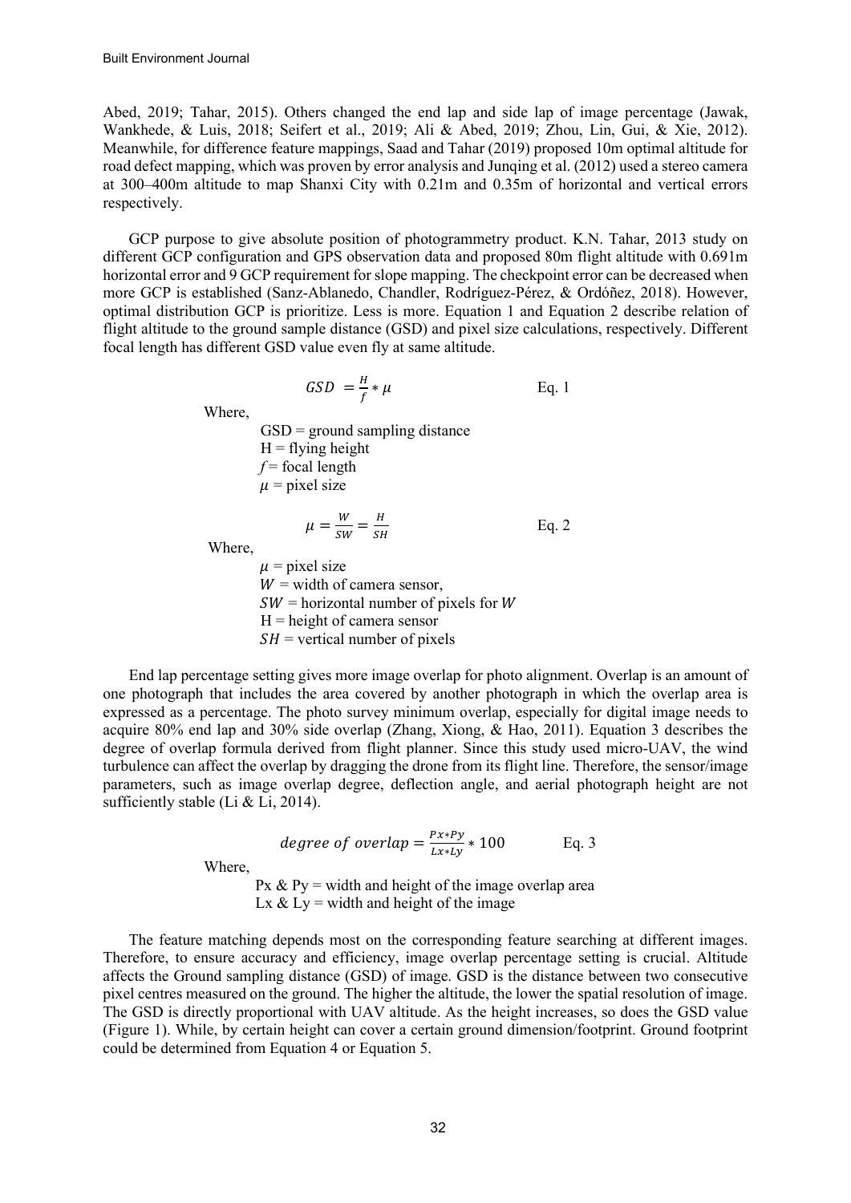Abed, 2019; Tahar, 2015). Others changed the end lap and side lap of image percentage (Jawak, Wankhede, & Luis, 2018; Seifert et al., 2019; Ali & Abed, 2019; Zhou, Lin, Gui, & Xie, 2012). Meanwhile, for difference feature mappings, Saad and Tahar (2019) proposed 10m optimal altitude for road defect mapping, which was proven by error analysis and Junqing et al. (2012) used a stereo camera at 300–400m altitude to map Shanxi City with 0.21m and 0.35m of horizontal and vertical errors respectively.

GCP purpose to give absolute position of photogrammetry product. K.N. Tahar, 2013 study on different GCP configuration and GPS observation data and proposed 80m flight altitude with 0.691m horizontal error and 9 GCP requirement for slope mapping. The checkpoint error can be decreased when more GCP is established (Sanz-Ablanedo, Chandler, Rodríguez-Pérez, & Ordóñez, 2018). However, optimal distribution GCP is prioritize. Less is more. Equation 1 and Equation 2 describe relation of flight altitude to the ground sample distance (GSD) and pixel size calculations, respectively. Different focal length has different GSD value even fly at same altitude.

$$GSD = \frac{H}{f} * \mu \qquad \text{Eq. 1}$$

Where,

GSD = ground sampling distance
H = flying height
$f$ = focal length
$\mu$ = pixel size

$$\mu = \frac{W}{SW} = \frac{H}{SH} \qquad \text{Eq. 2}$$

Where,

$\mu$ = pixel size
$W$ = width of camera sensor,
$SW$ = horizontal number of pixels for $W$
H = height of camera sensor
$SH$ = vertical number of pixels

End lap percentage setting gives more image overlap for photo alignment. Overlap is an amount of one photograph that includes the area covered by another photograph in which the overlap area is expressed as a percentage. The photo survey minimum overlap, especially for digital image needs to acquire 80% end lap and 30% side overlap (Zhang, Xiong, & Hao, 2011). Equation 3 describes the degree of overlap formula derived from flight planner. Since this study used micro-UAV, the wind turbulence can affect the overlap by dragging the drone from its flight line. Therefore, the sensor/image parameters, such as image overlap degree, deflection angle, and aerial photograph height are not sufficiently stable (Li & Li, 2014).

$$degree\ of\ overlap = \frac{Px * Py}{Lx * Ly} * 100 \qquad \text{Eq. 3}$$

Where,

Px & Py = width and height of the image overlap area
Lx & Ly = width and height of the image

The feature matching depends most on the corresponding feature searching at different images. Therefore, to ensure accuracy and efficiency, image overlap percentage setting is crucial. Altitude affects the Ground sampling distance (GSD) of image. GSD is the distance between two consecutive pixel centres measured on the ground. The higher the altitude, the lower the spatial resolution of image. The GSD is directly proportional with UAV altitude. As the height increases, so does the GSD value (Figure 1). While, by certain height can cover a certain ground dimension/footprint. Ground footprint could be determined from Equation 4 or Equation 5.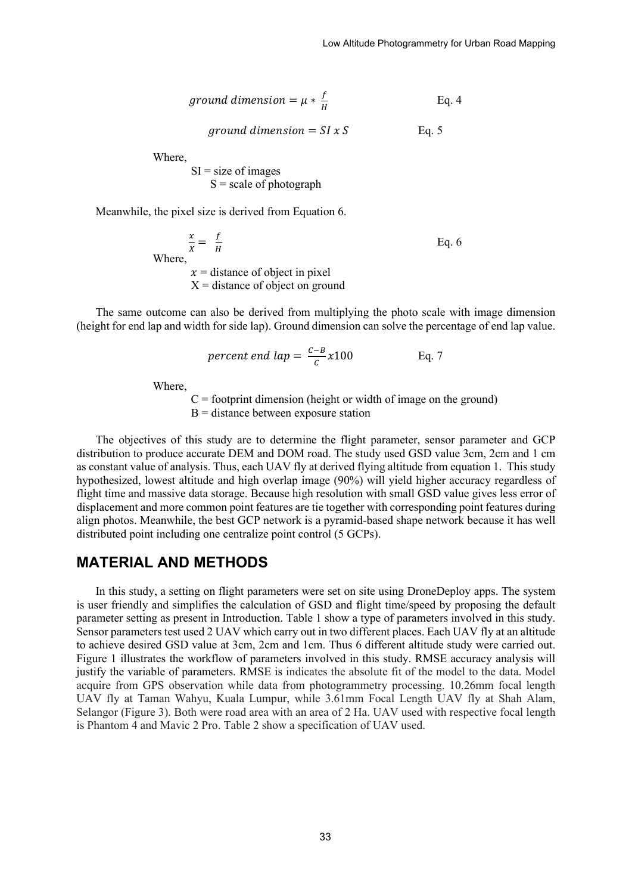$$ground\ dimension = \mu * \frac{f}{H} \quad \text{Eq. 4}$$

$$ground\ dimension = SI\ x\ S \quad \text{Eq. 5}$$

Where,

SI = size of images
S = scale of photograph

Meanwhile, the pixel size is derived from Equation 6.

$$\frac{x}{X} = \frac{f}{H} \quad \text{Eq. 6}$$

Where,

$x$ = distance of object in pixel
X = distance of object on ground

The same outcome can also be derived from multiplying the photo scale with image dimension (height for end lap and width for side lap). Ground dimension can solve the percentage of end lap value.

$$percent\ end\ lap = \frac{C-B}{C} x100 \quad \text{Eq. 7}$$

Where,

C = footprint dimension (height or width of image on the ground)
B = distance between exposure station

The objectives of this study are to determine the flight parameter, sensor parameter and GCP distribution to produce accurate DEM and DOM road. The study used GSD value 3cm, 2cm and 1 cm as constant value of analysis. Thus, each UAV fly at derived flying altitude from equation 1. This study hypothesized, lowest altitude and high overlap image (90%) will yield higher accuracy regardless of flight time and massive data storage. Because high resolution with small GSD value gives less error of displacement and more common point features are tie together with corresponding point features during align photos. Meanwhile, the best GCP network is a pyramid-based shape network because it has well distributed point including one centralize point control (5 GCPs).

## MATERIAL AND METHODS

In this study, a setting on flight parameters were set on site using DroneDeploy apps. The system is user friendly and simplifies the calculation of GSD and flight time/speed by proposing the default parameter setting as present in Introduction. Table 1 show a type of parameters involved in this study. Sensor parameters test used 2 UAV which carry out in two different places. Each UAV fly at an altitude to achieve desired GSD value at 3cm, 2cm and 1cm. Thus 6 different altitude study were carried out. Figure 1 illustrates the workflow of parameters involved in this study. RMSE accuracy analysis will justify the variable of parameters. RMSE is indicates the absolute fit of the model to the data. Model acquire from GPS observation while data from photogrammetry processing. 10.26mm focal length UAV fly at Taman Wahyu, Kuala Lumpur, while 3.61mm Focal Length UAV fly at Shah Alam, Selangor (Figure 3). Both were road area with an area of 2 Ha. UAV used with respective focal length is Phantom 4 and Mavic 2 Pro. Table 2 show a specification of UAV used.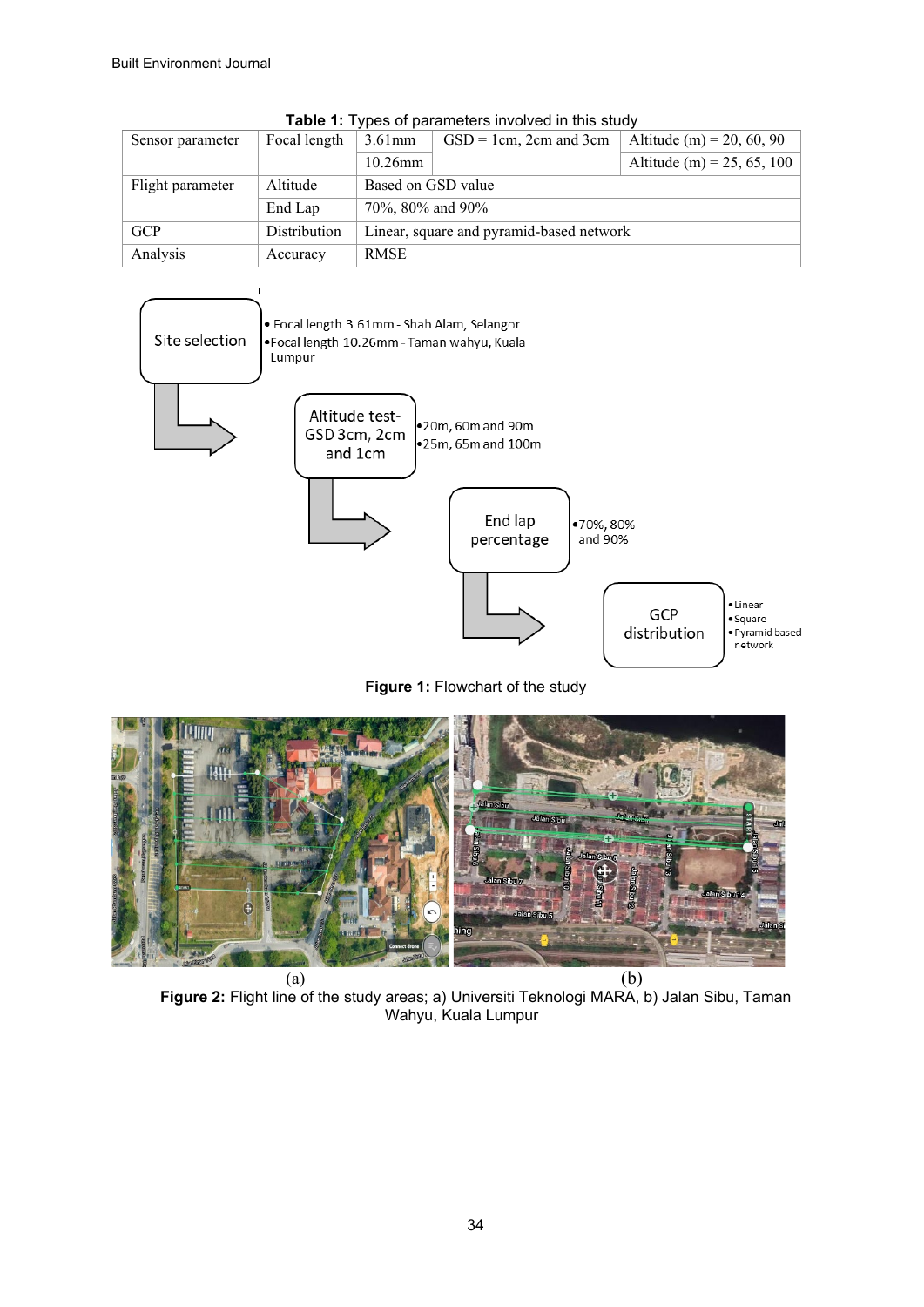**Table 1:** Types of parameters involved in this study

| | | | | |
|---|---|---|---|---|
| Sensor parameter | Focal length | 3.61mm | GSD = 1cm, 2cm and 3cm | Altitude (m) = 20, 60, 90 |
| | | 10.26mm | | Altitude (m) = 25, 65, 100 |
| Flight parameter | Altitude | Based on GSD value | | |
| | End Lap | 70%, 80% and 90% | | |
| GCP | Distribution | Linear, square and pyramid-based network | | |
| Analysis | Accuracy | RMSE | | |

Site selection
- Focal length 3.61mm - Shah Alam, Selangor
- Focal length 10.26mm - Taman wahyu, Kuala Lumpur

Altitude test- GSD 3cm, 2cm and 1cm
- 20m, 60m and 90m
- 25m, 65m and 100m

End lap percentage
- 70%, 80% and 90%

GCP distribution
- Linear
- Square
- Pyramid based network

**Figure 1:** Flowchart of the study

(a) (b)

**Figure 2:** Flight line of the study areas; a) Universiti Teknologi MARA, b) Jalan Sibu, Taman Wahyu, Kuala Lumpur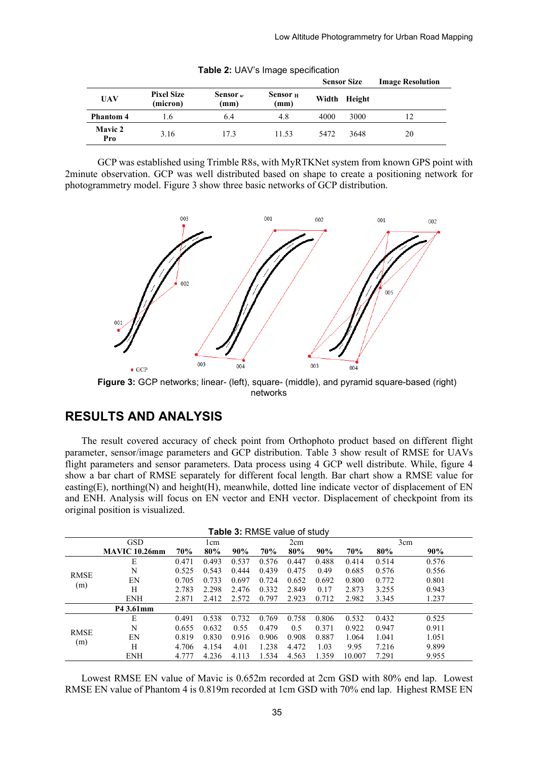**Table 2:** UAV's Image specification

| UAV | Pixel Size (micron) | Sensor $_w$ (mm) | Sensor $_H$ (mm) | Sensor Size Width | Sensor Size Height | Image Resolution |
|---|---|---|---|---|---|---|
| Phantom 4 | 1.6 | 6.4 | 4.8 | 4000 | 3000 | 12 |
| Mavic 2 Pro | 3.16 | 17.3 | 11.53 | 5472 | 3648 | 20 |

GCP was established using Trimble R8s, with MyRTKNet system from known GPS point with 2minute observation. GCP was well distributed based on shape to create a positioning network for photogrammetry model. Figure 3 show three basic networks of GCP distribution.

**Figure 3:** GCP networks; linear- (left), square- (middle), and pyramid square-based (right) networks

## RESULTS AND ANALYSIS

The result covered accuracy of check point from Orthophoto product based on different flight parameter, sensor/image parameters and GCP distribution. Table 3 show result of RMSE for UAVs flight parameters and sensor parameters. Data process using 4 GCP well distribute. While, figure 4 show a bar chart of RMSE separately for different focal length. Bar chart show a RMSE value for easting(E), northing(N) and height(H), meanwhile, dotted line indicate vector of displacement of EN and ENH. Analysis will focus on EN vector and ENH vector. Displacement of checkpoint from its original position is visualized.

**Table 3:** RMSE value of study

| | GSD | 1cm | | | 2cm | | | 3cm | | |
|---|---|---|---|---|---|---|---|---|---|---|
| | **MAVIC 10.26mm** | **70%** | **80%** | **90%** | **70%** | **80%** | **90%** | **70%** | **80%** | **90%** |
| RMSE (m) | E | 0.471 | 0.493 | 0.537 | 0.576 | 0.447 | 0.488 | 0.414 | 0.514 | 0.576 |
| | N | 0.525 | 0.543 | 0.444 | 0.439 | 0.475 | 0.49 | 0.685 | 0.576 | 0.556 |
| | EN | 0.705 | 0.733 | 0.697 | 0.724 | 0.652 | 0.692 | 0.800 | 0.772 | 0.801 |
| | H | 2.783 | 2.298 | 2.476 | 0.332 | 2.849 | 0.17 | 2.873 | 3.255 | 0.943 |
| | ENH | 2.871 | 2.412 | 2.572 | 0.797 | 2.923 | 0.712 | 2.982 | 3.345 | 1.237 |
| | **P4 3.61mm** | | | | | | | | | |
| RMSE (m) | E | 0.491 | 0.538 | 0.732 | 0.769 | 0.758 | 0.806 | 0.532 | 0.432 | 0.525 |
| | N | 0.655 | 0.632 | 0.55 | 0.479 | 0.5 | 0.371 | 0.922 | 0.947 | 0.911 |
| | EN | 0.819 | 0.830 | 0.916 | 0.906 | 0.908 | 0.887 | 1.064 | 1.041 | 1.051 |
| | H | 4.706 | 4.154 | 4.01 | 1.238 | 4.472 | 1.03 | 9.95 | 7.216 | 9.899 |
| | ENH | 4.777 | 4.236 | 4.113 | 1.534 | 4.563 | 1.359 | 10.007 | 7.291 | 9.955 |

Lowest RMSE EN value of Mavic is 0.652m recorded at 2cm GSD with 80% end lap. Lowest RMSE EN value of Phantom 4 is 0.819m recorded at 1cm GSD with 70% end lap. Highest RMSE EN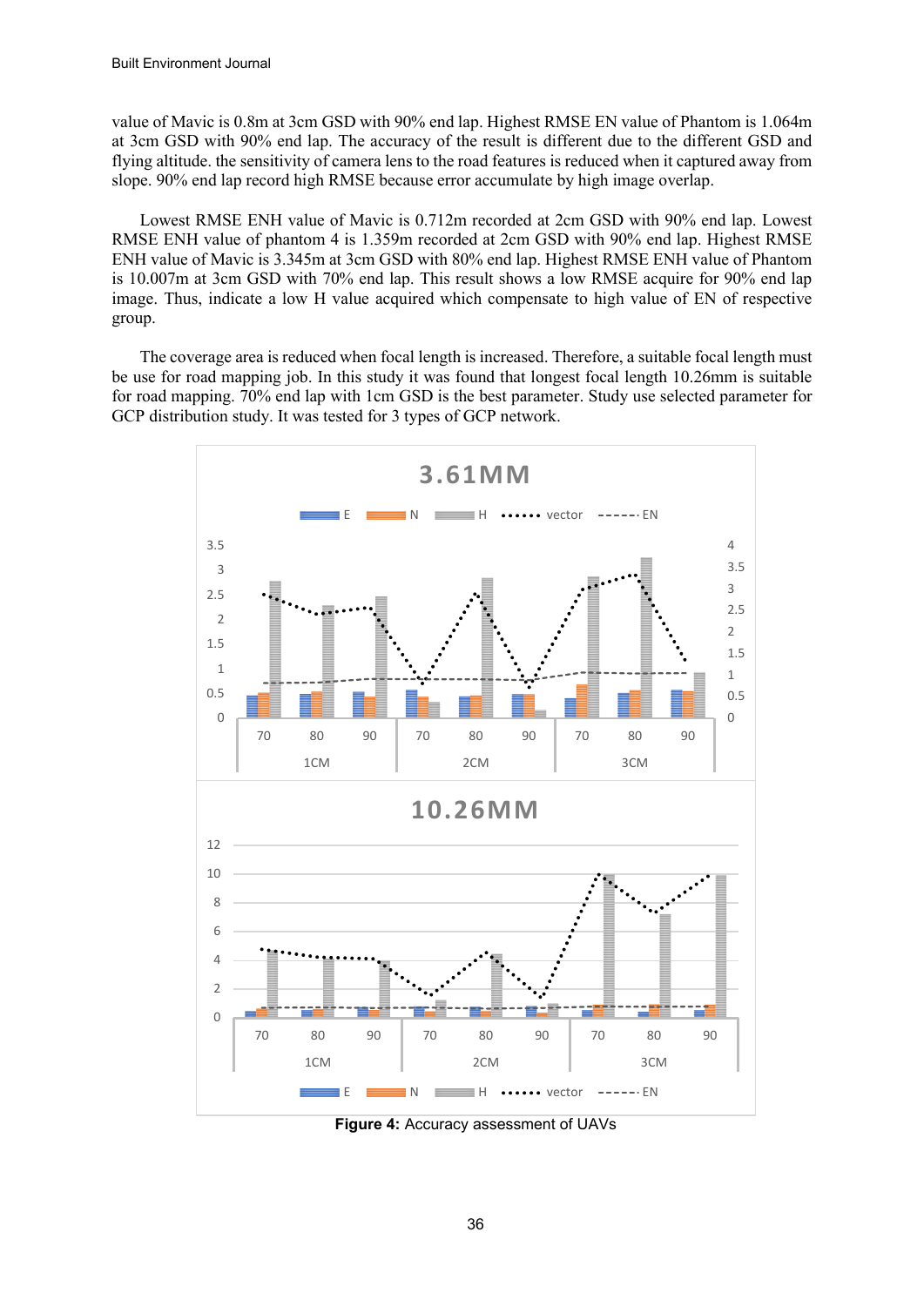value of Mavic is 0.8m at 3cm GSD with 90% end lap. Highest RMSE EN value of Phantom is 1.064m at 3cm GSD with 90% end lap. The accuracy of the result is different due to the different GSD and flying altitude. the sensitivity of camera lens to the road features is reduced when it captured away from slope. 90% end lap record high RMSE because error accumulate by high image overlap.

Lowest RMSE ENH value of Mavic is 0.712m recorded at 2cm GSD with 90% end lap. Lowest RMSE ENH value of phantom 4 is 1.359m recorded at 2cm GSD with 90% end lap. Highest RMSE ENH value of Mavic is 3.345m at 3cm GSD with 80% end lap. Highest RMSE ENH value of Phantom is 10.007m at 3cm GSD with 70% end lap. This result shows a low RMSE acquire for 90% end lap image. Thus, indicate a low H value acquired which compensate to high value of EN of respective group.

The coverage area is reduced when focal length is increased. Therefore, a suitable focal length must be use for road mapping job. In this study it was found that longest focal length 10.26mm is suitable for road mapping. 70% end lap with 1cm GSD is the best parameter. Study use selected parameter for GCP distribution study. It was tested for 3 types of GCP network.

**Figure 4:** Accuracy assessment of UAVs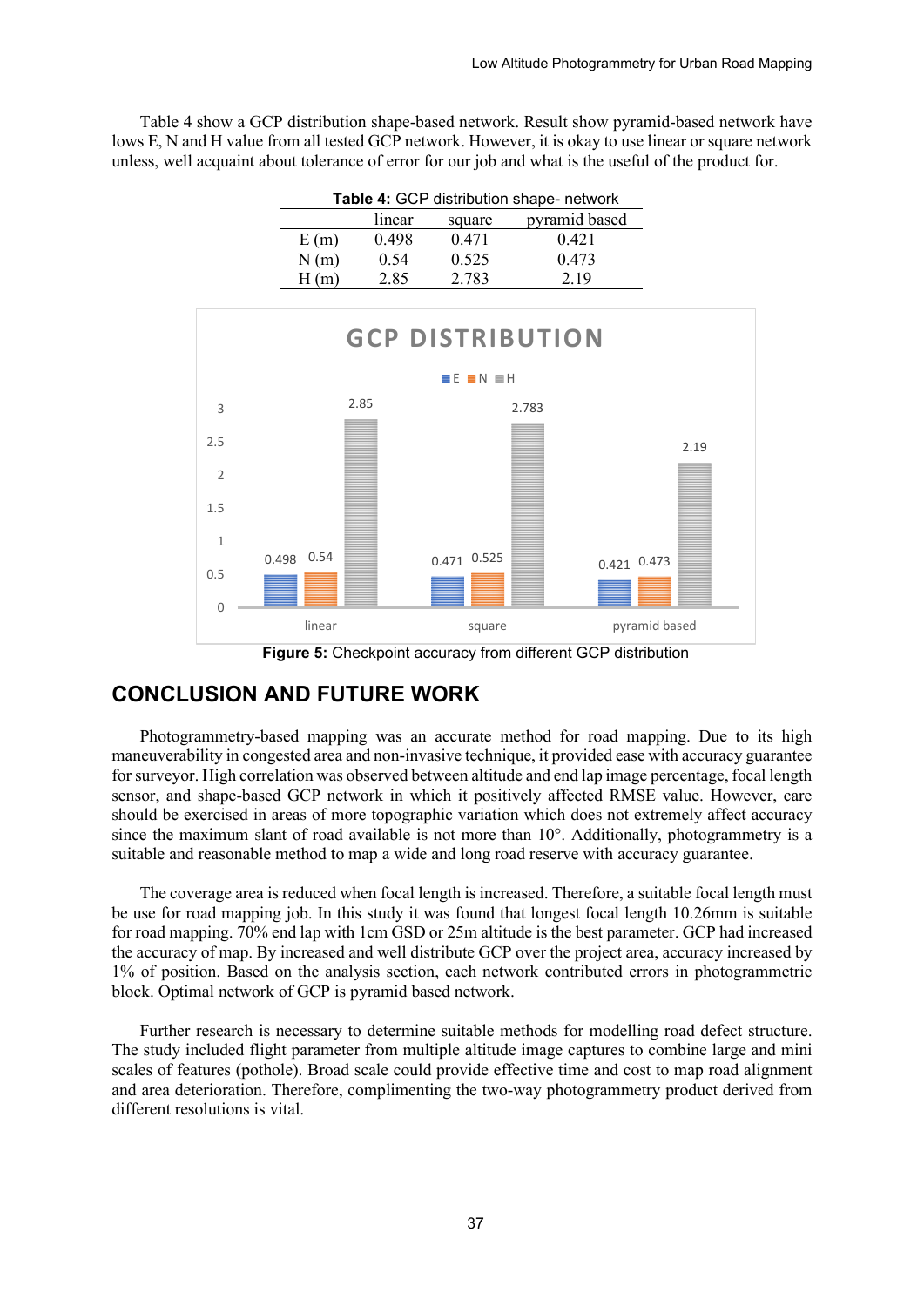Table 4 show a GCP distribution shape-based network. Result show pyramid-based network have lows E, N and H value from all tested GCP network. However, it is okay to use linear or square network unless, well acquaint about tolerance of error for our job and what is the useful of the product for.

**Table 4:** GCP distribution shape- network

| | linear | square | pyramid based |
|---|---|---|---|
| E (m) | 0.498 | 0.471 | 0.421 |
| N (m) | 0.54 | 0.525 | 0.473 |
| H (m) | 2.85 | 2.783 | 2.19 |

**Figure 5:** Checkpoint accuracy from different GCP distribution

## CONCLUSION AND FUTURE WORK

Photogrammetry-based mapping was an accurate method for road mapping. Due to its high maneuverability in congested area and non-invasive technique, it provided ease with accuracy guarantee for surveyor. High correlation was observed between altitude and end lap image percentage, focal length sensor, and shape-based GCP network in which it positively affected RMSE value. However, care should be exercised in areas of more topographic variation which does not extremely affect accuracy since the maximum slant of road available is not more than 10°. Additionally, photogrammetry is a suitable and reasonable method to map a wide and long road reserve with accuracy guarantee.

The coverage area is reduced when focal length is increased. Therefore, a suitable focal length must be use for road mapping job. In this study it was found that longest focal length 10.26mm is suitable for road mapping. 70% end lap with 1cm GSD or 25m altitude is the best parameter. GCP had increased the accuracy of map. By increased and well distribute GCP over the project area, accuracy increased by 1% of position. Based on the analysis section, each network contributed errors in photogrammetric block. Optimal network of GCP is pyramid based network.

Further research is necessary to determine suitable methods for modelling road defect structure. The study included flight parameter from multiple altitude image captures to combine large and mini scales of features (pothole). Broad scale could provide effective time and cost to map road alignment and area deterioration. Therefore, complimenting the two-way photogrammetry product derived from different resolutions is vital.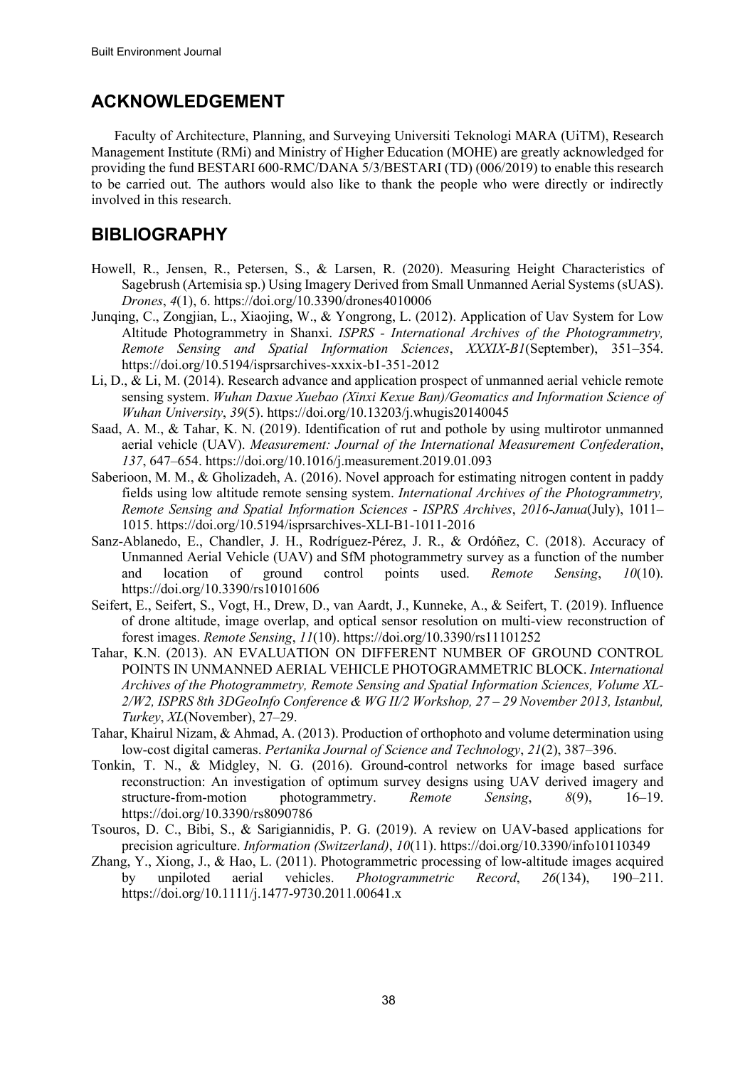## ACKNOWLEDGEMENT

Faculty of Architecture, Planning, and Surveying Universiti Teknologi MARA (UiTM), Research Management Institute (RMi) and Ministry of Higher Education (MOHE) are greatly acknowledged for providing the fund BESTARI 600-RMC/DANA 5/3/BESTARI (TD) (006/2019) to enable this research to be carried out. The authors would also like to thank the people who were directly or indirectly involved in this research.

## BIBLIOGRAPHY

Howell, R., Jensen, R., Petersen, S., & Larsen, R. (2020). Measuring Height Characteristics of Sagebrush (Artemisia sp.) Using Imagery Derived from Small Unmanned Aerial Systems (sUAS). *Drones*, *4*(1), 6. https://doi.org/10.3390/drones4010006

Junqing, C., Zongjian, L., Xiaojing, W., & Yongrong, L. (2012). Application of Uav System for Low Altitude Photogrammetry in Shanxi. *ISPRS - International Archives of the Photogrammetry, Remote Sensing and Spatial Information Sciences*, *XXXIX-B1*(September), 351–354. https://doi.org/10.5194/isprsarchives-xxxix-b1-351-2012

Li, D., & Li, M. (2014). Research advance and application prospect of unmanned aerial vehicle remote sensing system. *Wuhan Daxue Xuebao (Xinxi Kexue Ban)/Geomatics and Information Science of Wuhan University*, *39*(5). https://doi.org/10.13203/j.whugis20140045

Saad, A. M., & Tahar, K. N. (2019). Identification of rut and pothole by using multirotor unmanned aerial vehicle (UAV). *Measurement: Journal of the International Measurement Confederation*, *137*, 647–654. https://doi.org/10.1016/j.measurement.2019.01.093

Saberioon, M. M., & Gholizadeh, A. (2016). Novel approach for estimating nitrogen content in paddy fields using low altitude remote sensing system. *International Archives of the Photogrammetry, Remote Sensing and Spatial Information Sciences - ISPRS Archives*, *2016-Janua*(July), 1011–1015. https://doi.org/10.5194/isprsarchives-XLI-B1-1011-2016

Sanz-Ablanedo, E., Chandler, J. H., Rodríguez-Pérez, J. R., & Ordóñez, C. (2018). Accuracy of Unmanned Aerial Vehicle (UAV) and SfM photogrammetry survey as a function of the number and location of ground control points used. *Remote Sensing*, *10*(10). https://doi.org/10.3390/rs10101606

Seifert, E., Seifert, S., Vogt, H., Drew, D., van Aardt, J., Kunneke, A., & Seifert, T. (2019). Influence of drone altitude, image overlap, and optical sensor resolution on multi-view reconstruction of forest images. *Remote Sensing*, *11*(10). https://doi.org/10.3390/rs11101252

Tahar, K.N. (2013). AN EVALUATION ON DIFFERENT NUMBER OF GROUND CONTROL POINTS IN UNMANNED AERIAL VEHICLE PHOTOGRAMMETRIC BLOCK. *International Archives of the Photogrammetry, Remote Sensing and Spatial Information Sciences, Volume XL-2/W2, ISPRS 8th 3DGeoInfo Conference & WG II/2 Workshop, 27 – 29 November 2013, Istanbul, Turkey*, *XL*(November), 27–29.

Tahar, Khairul Nizam, & Ahmad, A. (2013). Production of orthophoto and volume determination using low-cost digital cameras. *Pertanika Journal of Science and Technology*, *21*(2), 387–396.

Tonkin, T. N., & Midgley, N. G. (2016). Ground-control networks for image based surface reconstruction: An investigation of optimum survey designs using UAV derived imagery and structure-from-motion photogrammetry. *Remote Sensing*, *8*(9), 16–19. https://doi.org/10.3390/rs8090786

Tsouros, D. C., Bibi, S., & Sarigiannidis, P. G. (2019). A review on UAV-based applications for precision agriculture. *Information (Switzerland)*, *10*(11). https://doi.org/10.3390/info10110349

Zhang, Y., Xiong, J., & Hao, L. (2011). Photogrammetric processing of low-altitude images acquired by unpiloted aerial vehicles. *Photogrammetric Record*, *26*(134), 190–211. https://doi.org/10.1111/j.1477-9730.2011.00641.x